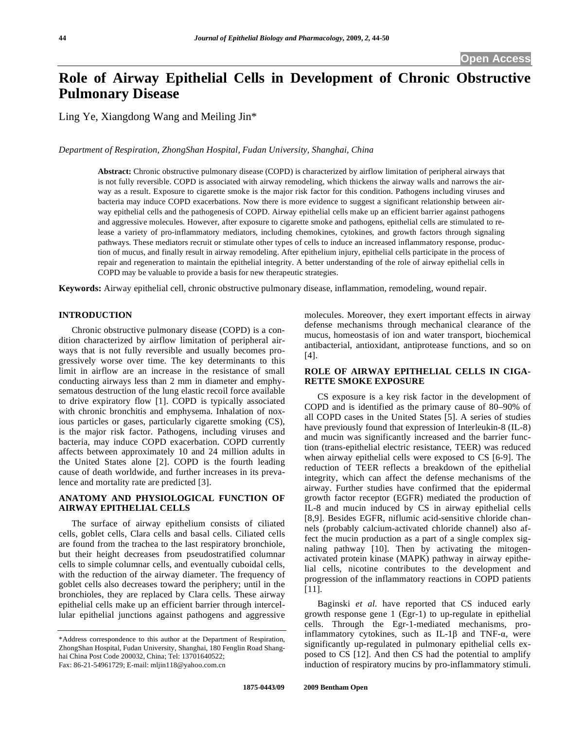Open Access

# Role of Airway Epithelial Cells in Development of Chronic Obstructive Pulmonary Disease

Ling Ye, Xiangdong Wang and Meiling Jin*

*Department of Respiration, ZhongShan Hospital, Fudan University, Shanghai, China*

**Abstract:** Chronic obstructive pulmonary disease (COPD) is characterized by airflow limitation of peripheral airways that is not fully reversible. COPD is associated with airway remodeling, which thickens the airway walls and narrows the airway as a result. Exposure to cigarette smoke is the major risk factor for this condition. Pathogens including viruses and bacteria may induce COPD exacerbations. Now there is more evidence to suggest a significant relationship between airway epithelial cells and the pathogenesis of COPD. Airway epithelial cells make up an efficient barrier against pathogens and aggressive molecules. However, after exposure to cigarette smoke and pathogens, epithelial cells are stimulated to release a variety of pro-inflammatory mediators, including chemokines, cytokines, and growth factors through signaling pathways. These mediators recruit or stimulate other types of cells to induce an increased inflammatory response, production of mucus, and finally result in airway remodeling. After epithelium injury, epithelial cells participate in the process of repair and regeneration to maintain the epithelial integrity. A better understanding of the role of airway epithelial cells in COPD may be valuable to provide a basis for new therapeutic strategies.

**Keywords:** Airway epithelial cell, chronic obstructive pulmonary disease, inflammation, remodeling, wound repair.

## INTRODUCTION

Chronic obstructive pulmonary disease (COPD) is a condition characterized by airflow limitation of peripheral airways that is not fully reversible and usually becomes progressively worse over time. The key determinants to this limit in airflow are an increase in the resistance of small conducting airways less than 2 mm in diameter and emphysematous destruction of the lung elastic recoil force available to drive expiratory flow [1]. COPD is typically associated with chronic bronchitis and emphysema. Inhalation of noxious particles or gases, particularly cigarette smoking (CS), is the major risk factor. Pathogens, including viruses and bacteria, may induce COPD exacerbation. COPD currently affects between approximately 10 and 24 million adults in the United States alone [2]. COPD is the fourth leading cause of death worldwide, and further increases in its prevalence and mortality rate are predicted [3].

## ANATOMY AND PHYSIOLOGICAL FUNCTION OF AIRWAY EPITHELIAL CELLS

The surface of airway epithelium consists of ciliated cells, goblet cells, Clara cells and basal cells. Ciliated cells are found from the trachea to the last respiratory bronchiole, but their height decreases from pseudostratified columnar cells to simple columnar cells, and eventually cuboidal cells, with the reduction of the airway diameter. The frequency of goblet cells also decreases toward the periphery; until in the bronchioles, they are replaced by Clara cells. These airway epithelial cells make up an efficient barrier through intercellular epithelial junctions against pathogens and aggressive molecules. Moreover, they exert important effects in airway defense mechanisms through mechanical clearance of the mucus, homeostasis of ion and water transport, biochemical antibacterial, antioxidant, antiprotease functions, and so on [4].

## ROLE OF AIRWAY EPITHELIAL CELLS IN CIGARETTE SMOKE EXPOSURE

CS exposure is a key risk factor in the development of COPD and is identified as the primary cause of 80–90% of all COPD cases in the United States [5]. A series of studies have previously found that expression of Interleukin-8 (IL-8) and mucin was significantly increased and the barrier function (trans-epithelial electric resistance, TEER) was reduced when airway epithelial cells were exposed to CS [6-9]. The reduction of TEER reflects a breakdown of the epithelial integrity, which can affect the defense mechanisms of the airway. Further studies have confirmed that the epidermal growth factor receptor (EGFR) mediated the production of IL-8 and mucin induced by CS in airway epithelial cells [8,9]. Besides EGFR, niflumic acid-sensitive chloride channels (probably calcium-activated chloride channel) also affect the mucin production as a part of a single complex signaling pathway [10]. Then by activating the mitogen-activated protein kinase (MAPK) pathway in airway epithelial cells, nicotine contributes to the development and progression of the inflammatory reactions in COPD patients [11].

Baginski *et al.* have reported that CS induced early growth response gene 1 (Egr-1) to up-regulate in epithelial cells. Through the Egr-1-mediated mechanisms, pro-inflammatory cytokines, such as IL-1β and TNF-α, were significantly up-regulated in pulmonary epithelial cells exposed to CS [12]. And then CS had the potential to amplify induction of respiratory mucins by pro-inflammatory stimuli.

*Address correspondence to this author at the Department of Respiration, ZhongShan Hospital, Fudan University, Shanghai, 180 Fenglin Road Shanghai China Post Code 200032, China; Tel: 13701640522; Fax: 86-21-54961729; E-mail: mljin118@yahoo.com.cn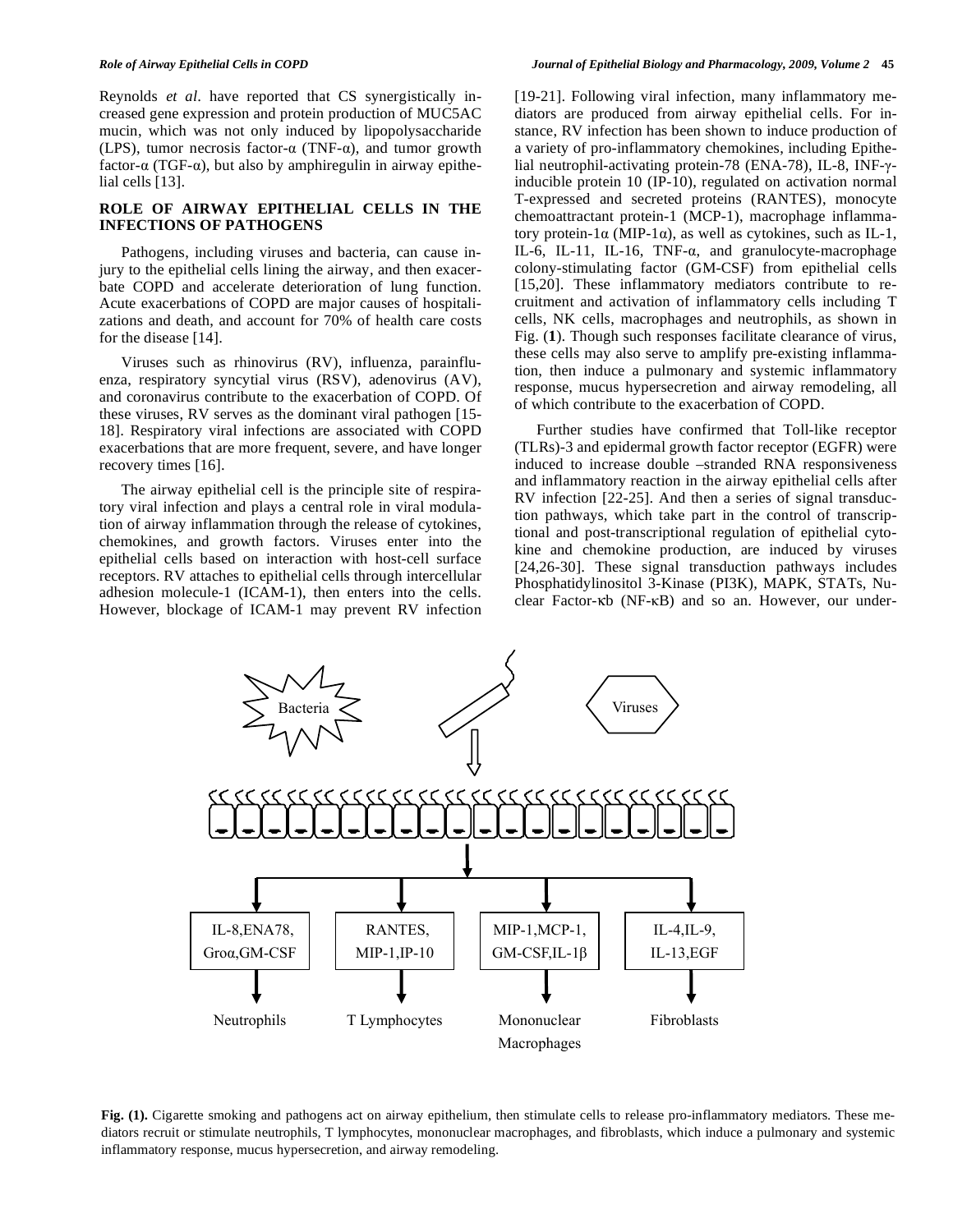Reynolds *et al*. have reported that CS synergistically increased gene expression and protein production of MUC5AC mucin, which was not only induced by lipopolysaccharide (LPS), tumor necrosis factor-α (TNF-α), and tumor growth factor-α (TGF-α), but also by amphiregulin in airway epithelial cells [13].

## ROLE OF AIRWAY EPITHELIAL CELLS IN THE INFECTIONS OF PATHOGENS

Pathogens, including viruses and bacteria, can cause injury to the epithelial cells lining the airway, and then exacerbate COPD and accelerate deterioration of lung function. Acute exacerbations of COPD are major causes of hospitalizations and death, and account for 70% of health care costs for the disease [14].

Viruses such as rhinovirus (RV), influenza, parainfluenza, respiratory syncytial virus (RSV), adenovirus (AV), and coronavirus contribute to the exacerbation of COPD. Of these viruses, RV serves as the dominant viral pathogen [15-18]. Respiratory viral infections are associated with COPD exacerbations that are more frequent, severe, and have longer recovery times [16].

The airway epithelial cell is the principle site of respiratory viral infection and plays a central role in viral modulation of airway inflammation through the release of cytokines, chemokines, and growth factors. Viruses enter into the epithelial cells based on interaction with host-cell surface receptors. RV attaches to epithelial cells through intercellular adhesion molecule-1 (ICAM-1), then enters into the cells. However, blockage of ICAM-1 may prevent RV infection [19-21]. Following viral infection, many inflammatory mediators are produced from airway epithelial cells. For instance, RV infection has been shown to induce production of a variety of pro-inflammatory chemokines, including Epithelial neutrophil-activating protein-78 (ENA-78), IL-8, INF-γ-inducible protein 10 (IP-10), regulated on activation normal T-expressed and secreted proteins (RANTES), monocyte chemoattractant protein-1 (MCP-1), macrophage inflammatory protein-1α (MIP-1α), as well as cytokines, such as IL-1, IL-6, IL-11, IL-16, TNF-α, and granulocyte-macrophage colony-stimulating factor (GM-CSF) from epithelial cells [15,20]. These inflammatory mediators contribute to recruitment and activation of inflammatory cells including T cells, NK cells, macrophages and neutrophils, as shown in Fig. (**1**). Though such responses facilitate clearance of virus, these cells may also serve to amplify pre-existing inflammation, then induce a pulmonary and systemic inflammatory response, mucus hypersecretion and airway remodeling, all of which contribute to the exacerbation of COPD.

Further studies have confirmed that Toll-like receptor (TLRs)-3 and epidermal growth factor receptor (EGFR) were induced to increase double –stranded RNA responsiveness and inflammatory reaction in the airway epithelial cells after RV infection [22-25]. And then a series of signal transduction pathways, which take part in the control of transcriptional and post-transcriptional regulation of epithelial cytokine and chemokine production, are induced by viruses [24,26-30]. These signal transduction pathways includes Phosphatidylinositol 3-Kinase (PI3K), MAPK, STATs, Nuclear Factor-κb (NF-κB) and so an. However, our under-

**Fig. (1).** Cigarette smoking and pathogens act on airway epithelium, then stimulate cells to release pro-inflammatory mediators. These mediators recruit or stimulate neutrophils, T lymphocytes, mononuclear macrophages, and fibroblasts, which induce a pulmonary and systemic inflammatory response, mucus hypersecretion, and airway remodeling.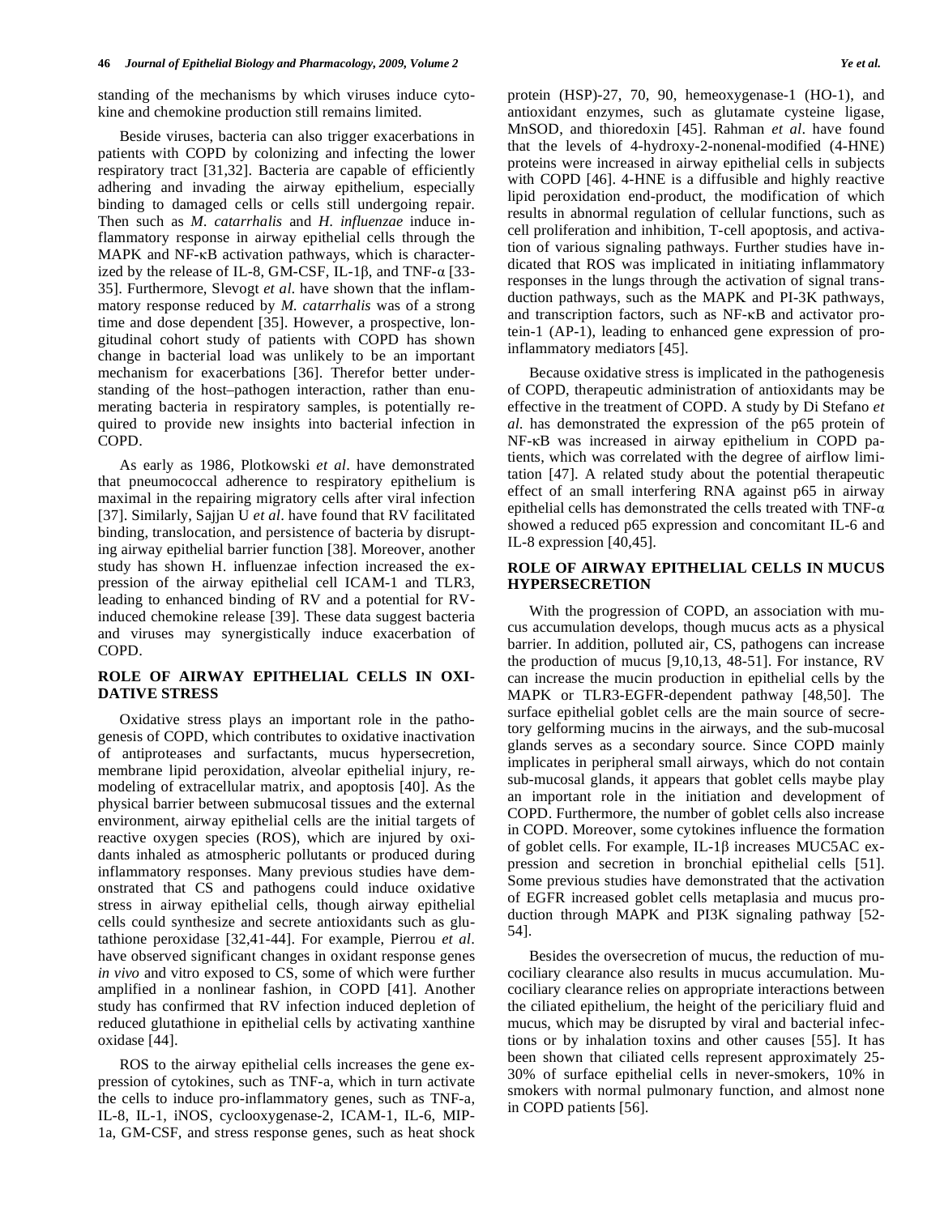standing of the mechanisms by which viruses induce cytokine and chemokine production still remains limited.

Beside viruses, bacteria can also trigger exacerbations in patients with COPD by colonizing and infecting the lower respiratory tract [31,32]. Bacteria are capable of efficiently adhering and invading the airway epithelium, especially binding to damaged cells or cells still undergoing repair. Then such as *M. catarrhalis* and *H. influenzae* induce inflammatory response in airway epithelial cells through the MAPK and NF-κB activation pathways, which is characterized by the release of IL-8, GM-CSF, IL-1β, and TNF-α [33-35]. Furthermore, Slevogt *et al*. have shown that the inflammatory response reduced by *M. catarrhalis* was of a strong time and dose dependent [35]. However, a prospective, longitudinal cohort study of patients with COPD has shown change in bacterial load was unlikely to be an important mechanism for exacerbations [36]. Therefor better understanding of the host–pathogen interaction, rather than enumerating bacteria in respiratory samples, is potentially required to provide new insights into bacterial infection in COPD.

As early as 1986, Plotkowski *et al*. have demonstrated that pneumococcal adherence to respiratory epithelium is maximal in the repairing migratory cells after viral infection [37]. Similarly, Sajjan U *et al*. have found that RV facilitated binding, translocation, and persistence of bacteria by disrupting airway epithelial barrier function [38]. Moreover, another study has shown H. influenzae infection increased the expression of the airway epithelial cell ICAM-1 and TLR3, leading to enhanced binding of RV and a potential for RV-induced chemokine release [39]. These data suggest bacteria and viruses may synergistically induce exacerbation of COPD.

## ROLE OF AIRWAY EPITHELIAL CELLS IN OXIDATIVE STRESS

Oxidative stress plays an important role in the pathogenesis of COPD, which contributes to oxidative inactivation of antiproteases and surfactants, mucus hypersecretion, membrane lipid peroxidation, alveolar epithelial injury, remodeling of extracellular matrix, and apoptosis [40]. As the physical barrier between submucosal tissues and the external environment, airway epithelial cells are the initial targets of reactive oxygen species (ROS), which are injured by oxidants inhaled as atmospheric pollutants or produced during inflammatory responses. Many previous studies have demonstrated that CS and pathogens could induce oxidative stress in airway epithelial cells, though airway epithelial cells could synthesize and secrete antioxidants such as glutathione peroxidase [32,41-44]. For example, Pierrou *et al*. have observed significant changes in oxidant response genes *in vivo* and vitro exposed to CS, some of which were further amplified in a nonlinear fashion, in COPD [41]. Another study has confirmed that RV infection induced depletion of reduced glutathione in epithelial cells by activating xanthine oxidase [44].

ROS to the airway epithelial cells increases the gene expression of cytokines, such as TNF-a, which in turn activate the cells to induce pro-inflammatory genes, such as TNF-a, IL-8, IL-1, iNOS, cyclooxygenase-2, ICAM-1, IL-6, MIP-1a, GM-CSF, and stress response genes, such as heat shock protein (HSP)-27, 70, 90, hemeoxygenase-1 (HO-1), and antioxidant enzymes, such as glutamate cysteine ligase, MnSOD, and thioredoxin [45]. Rahman *et al*. have found that the levels of 4-hydroxy-2-nonenal-modified (4-HNE) proteins were increased in airway epithelial cells in subjects with COPD [46]. 4-HNE is a diffusible and highly reactive lipid peroxidation end-product, the modification of which results in abnormal regulation of cellular functions, such as cell proliferation and inhibition, T-cell apoptosis, and activation of various signaling pathways. Further studies have indicated that ROS was implicated in initiating inflammatory responses in the lungs through the activation of signal transduction pathways, such as the MAPK and PI-3K pathways, and transcription factors, such as NF-κB and activator protein-1 (AP-1), leading to enhanced gene expression of pro-inflammatory mediators [45].

Because oxidative stress is implicated in the pathogenesis of COPD, therapeutic administration of antioxidants may be effective in the treatment of COPD. A study by Di Stefano *et al.* has demonstrated the expression of the p65 protein of NF-κB was increased in airway epithelium in COPD patients, which was correlated with the degree of airflow limitation [47]. A related study about the potential therapeutic effect of an small interfering RNA against p65 in airway epithelial cells has demonstrated the cells treated with TNF-α showed a reduced p65 expression and concomitant IL-6 and IL-8 expression [40,45].

## ROLE OF AIRWAY EPITHELIAL CELLS IN MUCUS HYPERSECRETION

With the progression of COPD, an association with mucus accumulation develops, though mucus acts as a physical barrier. In addition, polluted air, CS, pathogens can increase the production of mucus [9,10,13, 48-51]. For instance, RV can increase the mucin production in epithelial cells by the MAPK or TLR3-EGFR-dependent pathway [48,50]. The surface epithelial goblet cells are the main source of secretory gelforming mucins in the airways, and the sub-mucosal glands serves as a secondary source. Since COPD mainly implicates in peripheral small airways, which do not contain sub-mucosal glands, it appears that goblet cells maybe play an important role in the initiation and development of COPD. Furthermore, the number of goblet cells also increase in COPD. Moreover, some cytokines influence the formation of goblet cells. For example, IL-1β increases MUC5AC expression and secretion in bronchial epithelial cells [51]. Some previous studies have demonstrated that the activation of EGFR increased goblet cells metaplasia and mucus production through MAPK and PI3K signaling pathway [52-54].

Besides the oversecretion of mucus, the reduction of mucociliary clearance also results in mucus accumulation. Mucociliary clearance relies on appropriate interactions between the ciliated epithelium, the height of the periciliary fluid and mucus, which may be disrupted by viral and bacterial infections or by inhalation toxins and other causes [55]. It has been shown that ciliated cells represent approximately 25-30% of surface epithelial cells in never-smokers, 10% in smokers with normal pulmonary function, and almost none in COPD patients [56].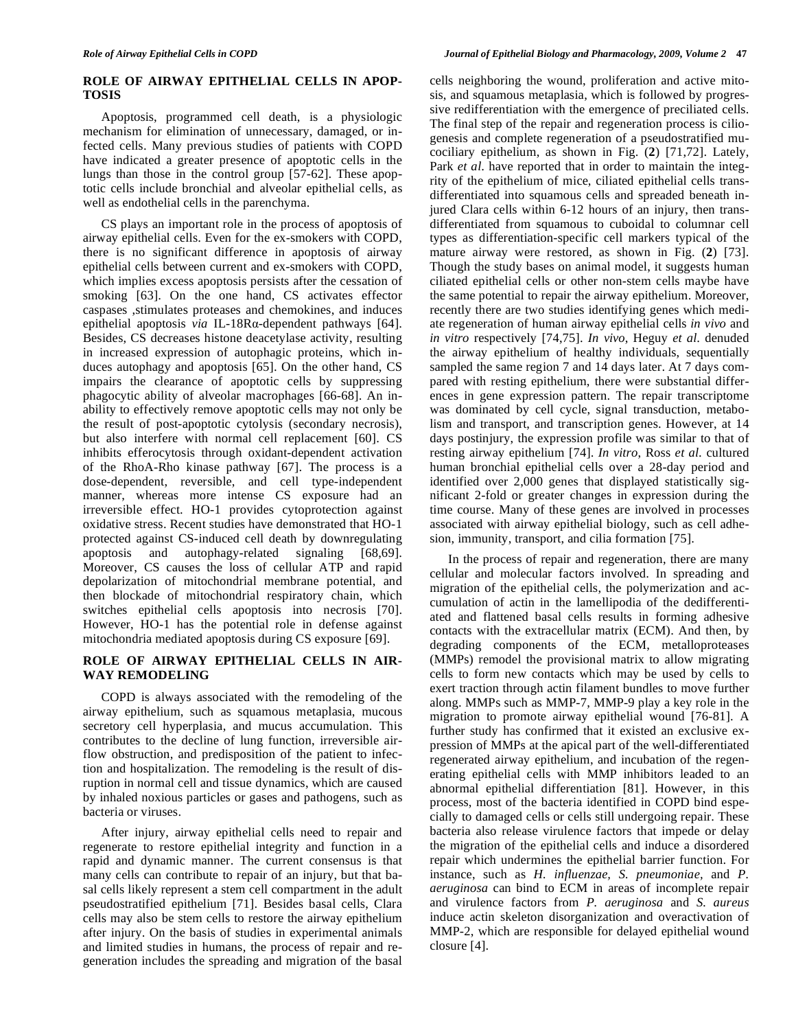## ROLE OF AIRWAY EPITHELIAL CELLS IN APOPTOSIS

Apoptosis, programmed cell death, is a physiologic mechanism for elimination of unnecessary, damaged, or infected cells. Many previous studies of patients with COPD have indicated a greater presence of apoptotic cells in the lungs than those in the control group [57-62]. These apoptotic cells include bronchial and alveolar epithelial cells, as well as endothelial cells in the parenchyma.

CS plays an important role in the process of apoptosis of airway epithelial cells. Even for the ex-smokers with COPD, there is no significant difference in apoptosis of airway epithelial cells between current and ex-smokers with COPD, which implies excess apoptosis persists after the cessation of smoking [63]. On the one hand, CS activates effector caspases ,stimulates proteases and chemokines, and induces epithelial apoptosis *via* IL-18Rα-dependent pathways [64]. Besides, CS decreases histone deacetylase activity, resulting in increased expression of autophagic proteins, which induces autophagy and apoptosis [65]. On the other hand, CS impairs the clearance of apoptotic cells by suppressing phagocytic ability of alveolar macrophages [66-68]. An inability to effectively remove apoptotic cells may not only be the result of post-apoptotic cytolysis (secondary necrosis), but also interfere with normal cell replacement [60]. CS inhibits efferocytosis through oxidant-dependent activation of the RhoA-Rho kinase pathway [67]. The process is a dose-dependent, reversible, and cell type-independent manner, whereas more intense CS exposure had an irreversible effect. HO-1 provides cytoprotection against oxidative stress. Recent studies have demonstrated that HO-1 protected against CS-induced cell death by downregulating apoptosis and autophagy-related signaling [68,69]. Moreover, CS causes the loss of cellular ATP and rapid depolarization of mitochondrial membrane potential, and then blockade of mitochondrial respiratory chain, which switches epithelial cells apoptosis into necrosis [70]. However, HO-1 has the potential role in defense against mitochondria mediated apoptosis during CS exposure [69].

## ROLE OF AIRWAY EPITHELIAL CELLS IN AIRWAY REMODELING

COPD is always associated with the remodeling of the airway epithelium, such as squamous metaplasia, mucous secretory cell hyperplasia, and mucus accumulation. This contributes to the decline of lung function, irreversible airflow obstruction, and predisposition of the patient to infection and hospitalization. The remodeling is the result of disruption in normal cell and tissue dynamics, which are caused by inhaled noxious particles or gases and pathogens, such as bacteria or viruses.

After injury, airway epithelial cells need to repair and regenerate to restore epithelial integrity and function in a rapid and dynamic manner. The current consensus is that many cells can contribute to repair of an injury, but that basal cells likely represent a stem cell compartment in the adult pseudostratified epithelium [71]. Besides basal cells, Clara cells may also be stem cells to restore the airway epithelium after injury. On the basis of studies in experimental animals and limited studies in humans, the process of repair and regeneration includes the spreading and migration of the basal cells neighboring the wound, proliferation and active mitosis, and squamous metaplasia, which is followed by progressive redifferentiation with the emergence of preciliated cells. The final step of the repair and regeneration process is ciliogenesis and complete regeneration of a pseudostratified mucociliary epithelium, as shown in Fig. (**2**) [71,72]. Lately, Park *et al.* have reported that in order to maintain the integrity of the epithelium of mice, ciliated epithelial cells transdifferentiated into squamous cells and spreaded beneath injured Clara cells within 6-12 hours of an injury, then transdifferentiated from squamous to cuboidal to columnar cell types as differentiation-specific cell markers typical of the mature airway were restored, as shown in Fig. (**2**) [73]. Though the study bases on animal model, it suggests human ciliated epithelial cells or other non-stem cells maybe have the same potential to repair the airway epithelium. Moreover, recently there are two studies identifying genes which mediate regeneration of human airway epithelial cells *in vivo* and *in vitro* respectively [74,75]. *In vivo*, Heguy *et al.* denuded the airway epithelium of healthy individuals, sequentially sampled the same region 7 and 14 days later. At 7 days compared with resting epithelium, there were substantial differences in gene expression pattern. The repair transcriptome was dominated by cell cycle, signal transduction, metabolism and transport, and transcription genes. However, at 14 days postinjury, the expression profile was similar to that of resting airway epithelium [74]. *In vitro*, Ross *et al.* cultured human bronchial epithelial cells over a 28-day period and identified over 2,000 genes that displayed statistically significant 2-fold or greater changes in expression during the time course. Many of these genes are involved in processes associated with airway epithelial biology, such as cell adhesion, immunity, transport, and cilia formation [75].

In the process of repair and regeneration, there are many cellular and molecular factors involved. In spreading and migration of the epithelial cells, the polymerization and accumulation of actin in the lamellipodia of the dedifferentiated and flattened basal cells results in forming adhesive contacts with the extracellular matrix (ECM). And then, by degrading components of the ECM, metalloproteases (MMPs) remodel the provisional matrix to allow migrating cells to form new contacts which may be used by cells to exert traction through actin filament bundles to move further along. MMPs such as MMP-7, MMP-9 play a key role in the migration to promote airway epithelial wound [76-81]. A further study has confirmed that it existed an exclusive expression of MMPs at the apical part of the well-differentiated regenerated airway epithelium, and incubation of the regenerating epithelial cells with MMP inhibitors leaded to an abnormal epithelial differentiation [81]. However, in this process, most of the bacteria identified in COPD bind especially to damaged cells or cells still undergoing repair. These bacteria also release virulence factors that impede or delay the migration of the epithelial cells and induce a disordered repair which undermines the epithelial barrier function. For instance, such as *H. influenzae, S. pneumoniae,* and *P. aeruginosa* can bind to ECM in areas of incomplete repair and virulence factors from *P. aeruginosa* and *S. aureus* induce actin skeleton disorganization and overactivation of MMP-2, which are responsible for delayed epithelial wound closure [4].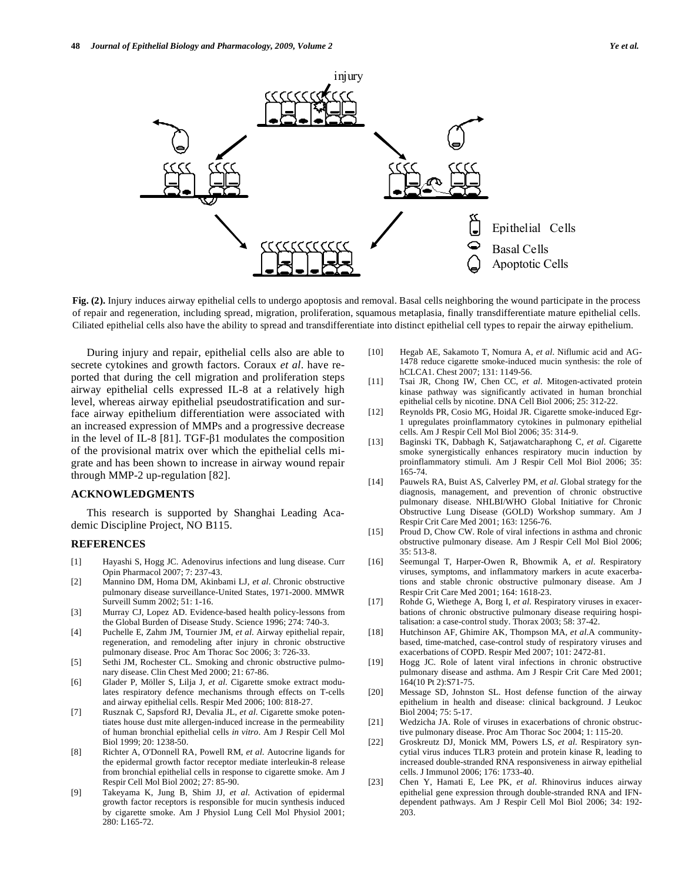**Fig. (2).** Injury induces airway epithelial cells to undergo apoptosis and removal. Basal cells neighboring the wound participate in the process of repair and regeneration, including spread, migration, proliferation, squamous metaplasia, finally transdifferentiate mature epithelial cells. Ciliated epithelial cells also have the ability to spread and transdifferentiate into distinct epithelial cell types to repair the airway epithelium.

During injury and repair, epithelial cells also are able to secrete cytokines and growth factors. Coraux *et al*. have reported that during the cell migration and proliferation steps airway epithelial cells expressed IL-8 at a relatively high level, whereas airway epithelial pseudostratification and surface airway epithelium differentiation were associated with an increased expression of MMPs and a progressive decrease in the level of IL-8 [81]. TGF-β1 modulates the composition of the provisional matrix over which the epithelial cells migrate and has been shown to increase in airway wound repair through MMP-2 up-regulation [82].

## ACKNOWLEDGMENTS

This research is supported by Shanghai Leading Academic Discipline Project, NO B115.

## REFERENCES

[1] Hayashi S, Hogg JC. Adenovirus infections and lung disease. Curr Opin Pharmacol 2007; 7: 237-43.

[2] Mannino DM, Homa DM, Akinbami LJ, *et al*. Chronic obstructive pulmonary disease surveillance-United States, 1971-2000. MMWR Surveill Summ 2002; 51: 1-16.

[3] Murray CJ, Lopez AD. Evidence-based health policy-lessons from the Global Burden of Disease Study. Science 1996; 274: 740-3.

[4] Puchelle E, Zahm JM, Tournier JM, *et al*. Airway epithelial repair, regeneration, and remodeling after injury in chronic obstructive pulmonary disease. Proc Am Thorac Soc 2006; 3: 726-33.

[5] Sethi JM, Rochester CL. Smoking and chronic obstructive pulmonary disease. Clin Chest Med 2000; 21: 67-86.

[6] Glader P, Möller S, Lilja J, *et al*. Cigarette smoke extract modulates respiratory defence mechanisms through effects on T-cells and airway epithelial cells. Respir Med 2006; 100: 818-27.

[7] Rusznak C, Sapsford RJ, Devalia JL, *et al*. Cigarette smoke potentiates house dust mite allergen-induced increase in the permeability of human bronchial epithelial cells *in vitro*. Am J Respir Cell Mol Biol 1999; 20: 1238-50.

[8] Richter A, O'Donnell RA, Powell RM, *et al*. Autocrine ligands for the epidermal growth factor receptor mediate interleukin-8 release from bronchial epithelial cells in response to cigarette smoke. Am J Respir Cell Mol Biol 2002; 27: 85-90.

[9] Takeyama K, Jung B, Shim JJ, *et al*. Activation of epidermal growth factor receptors is responsible for mucin synthesis induced by cigarette smoke. Am J Physiol Lung Cell Mol Physiol 2001; 280: L165-72.

[10] Hegab AE, Sakamoto T, Nomura A, *et al*. Niflumic acid and AG-1478 reduce cigarette smoke-induced mucin synthesis: the role of hCLCA1. Chest 2007; 131: 1149-56.

[11] Tsai JR, Chong IW, Chen CC, *et al*. Mitogen-activated protein kinase pathway was significantly activated in human bronchial epithelial cells by nicotine. DNA Cell Biol 2006; 25: 312-22.

[12] Reynolds PR, Cosio MG, Hoidal JR. Cigarette smoke-induced Egr-1 upregulates proinflammatory cytokines in pulmonary epithelial cells. Am J Respir Cell Mol Biol 2006; 35: 314-9.

[13] Baginski TK, Dabbagh K, Satjawatcharaphong C, *et al*. Cigarette smoke synergistically enhances respiratory mucin induction by proinflammatory stimuli. Am J Respir Cell Mol Biol 2006; 35: 165-74.

[14] Pauwels RA, Buist AS, Calverley PM, *et al*. Global strategy for the diagnosis, management, and prevention of chronic obstructive pulmonary disease. NHLBI/WHO Global Initiative for Chronic Obstructive Lung Disease (GOLD) Workshop summary. Am J Respir Crit Care Med 2001; 163: 1256-76.

[15] Proud D, Chow CW. Role of viral infections in asthma and chronic obstructive pulmonary disease. Am J Respir Cell Mol Biol 2006; 35: 513-8.

[16] Seemungal T, Harper-Owen R, Bhowmik A, *et al*. Respiratory viruses, symptoms, and inflammatory markers in acute exacerbations and stable chronic obstructive pulmonary disease. Am J Respir Crit Care Med 2001; 164: 1618-23.

[17] Rohde G, Wiethege A, Borg I, *et al*. Respiratory viruses in exacerbations of chronic obstructive pulmonary disease requiring hospitalisation: a case-control study. Thorax 2003; 58: 37-42.

[18] Hutchinson AF, Ghimire AK, Thompson MA, *et al*.A community-based, time-matched, case-control study of respiratory viruses and exacerbations of COPD. Respir Med 2007; 101: 2472-81.

[19] Hogg JC. Role of latent viral infections in chronic obstructive pulmonary disease and asthma. Am J Respir Crit Care Med 2001; 164(10 Pt 2):S71-75.

[20] Message SD, Johnston SL. Host defense function of the airway epithelium in health and disease: clinical background. J Leukoc Biol 2004; 75: 5-17.

[21] Wedzicha JA. Role of viruses in exacerbations of chronic obstructive pulmonary disease. Proc Am Thorac Soc 2004; 1: 115-20.

[22] Groskreutz DJ, Monick MM, Powers LS, *et al*. Respiratory syncytial virus induces TLR3 protein and protein kinase R, leading to increased double-stranded RNA responsiveness in airway epithelial cells. J Immunol 2006; 176: 1733-40.

[23] Chen Y, Hamati E, Lee PK, *et al*. Rhinovirus induces airway epithelial gene expression through double-stranded RNA and IFN-dependent pathways. Am J Respir Cell Mol Biol 2006; 34: 192-203.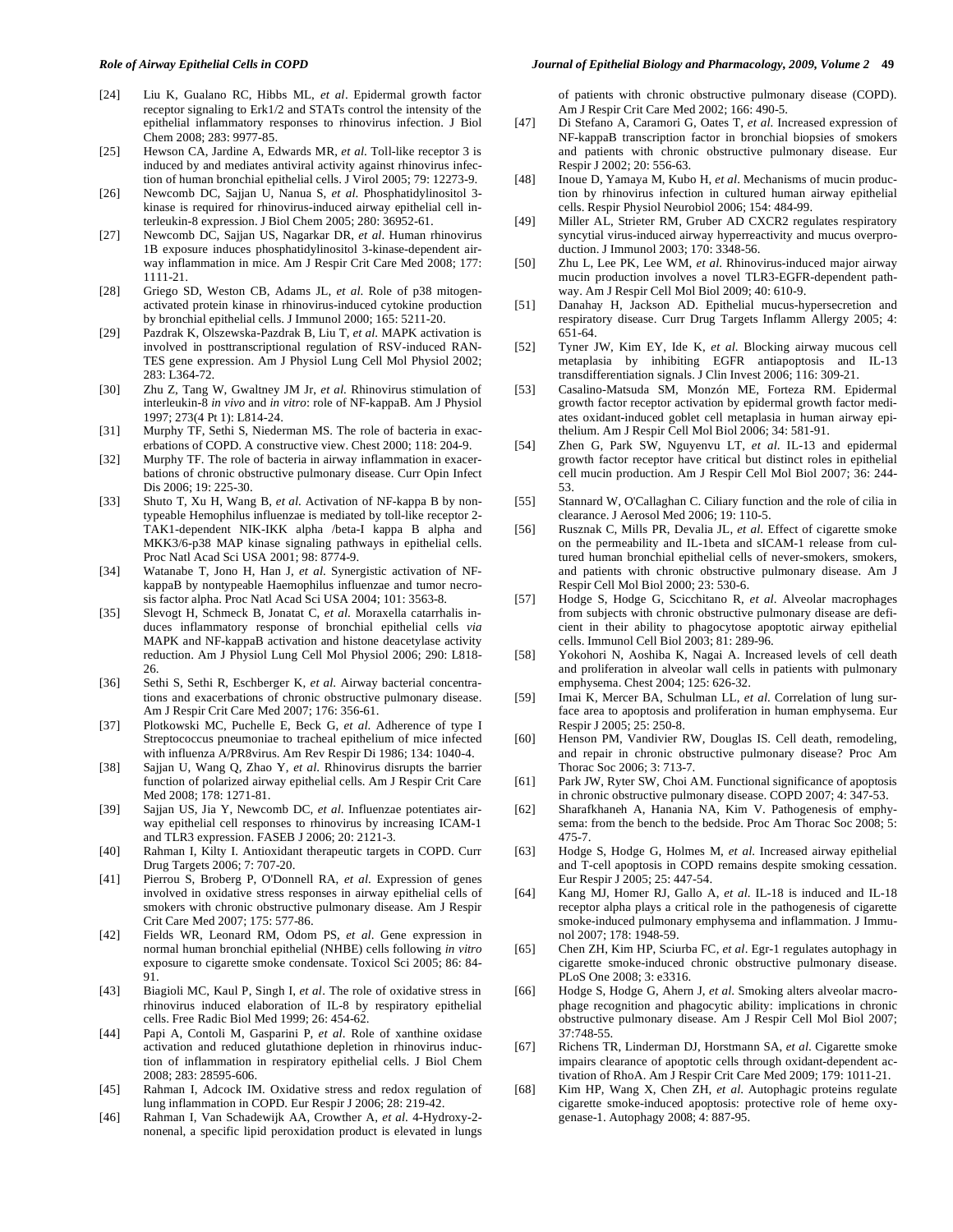[24] Liu K, Gualano RC, Hibbs ML, *et al*. Epidermal growth factor receptor signaling to Erk1/2 and STATs control the intensity of the epithelial inflammatory responses to rhinovirus infection. J Biol Chem 2008; 283: 9977-85.

[25] Hewson CA, Jardine A, Edwards MR, *et al*. Toll-like receptor 3 is induced by and mediates antiviral activity against rhinovirus infection of human bronchial epithelial cells. J Virol 2005; 79: 12273-9.

[26] Newcomb DC, Sajjan U, Nanua S, *et al*. Phosphatidylinositol 3-kinase is required for rhinovirus-induced airway epithelial cell interleukin-8 expression. J Biol Chem 2005; 280: 36952-61.

[27] Newcomb DC, Sajjan US, Nagarkar DR, *et al*. Human rhinovirus 1B exposure induces phosphatidylinositol 3-kinase-dependent airway inflammation in mice. Am J Respir Crit Care Med 2008; 177: 1111-21.

[28] Griego SD, Weston CB, Adams JL, *et al*. Role of p38 mitogen-activated protein kinase in rhinovirus-induced cytokine production by bronchial epithelial cells. J Immunol 2000; 165: 5211-20.

[29] Pazdrak K, Olszewska-Pazdrak B, Liu T, *et al*. MAPK activation is involved in posttranscriptional regulation of RSV-induced RANTES gene expression. Am J Physiol Lung Cell Mol Physiol 2002; 283: L364-72.

[30] Zhu Z, Tang W, Gwaltney JM Jr, *et al*. Rhinovirus stimulation of interleukin-8 *in vivo* and *in vitro*: role of NF-kappaB. Am J Physiol 1997; 273(4 Pt 1): L814-24.

[31] Murphy TF, Sethi S, Niederman MS. The role of bacteria in exacerbations of COPD. A constructive view. Chest 2000; 118: 204-9.

[32] Murphy TF. The role of bacteria in airway inflammation in exacerbations of chronic obstructive pulmonary disease. Curr Opin Infect Dis 2006; 19: 225-30.

[33] Shuto T, Xu H, Wang B, *et al*. Activation of NF-kappa B by nontypeable Hemophilus influenzae is mediated by toll-like receptor 2-TAK1-dependent NIK-IKK alpha /beta-I kappa B alpha and MKK3/6-p38 MAP kinase signaling pathways in epithelial cells. Proc Natl Acad Sci USA 2001; 98: 8774-9.

[34] Watanabe T, Jono H, Han J, *et al*. Synergistic activation of NF-kappaB by nontypeable Haemophilus influenzae and tumor necrosis factor alpha. Proc Natl Acad Sci USA 2004; 101: 3563-8.

[35] Slevogt H, Schmeck B, Jonatat C, *et al*. Moraxella catarrhalis induces inflammatory response of bronchial epithelial cells *via* MAPK and NF-kappaB activation and histone deacetylase activity reduction. Am J Physiol Lung Cell Mol Physiol 2006; 290: L818-26.

[36] Sethi S, Sethi R, Eschberger K, *et al*. Airway bacterial concentrations and exacerbations of chronic obstructive pulmonary disease. Am J Respir Crit Care Med 2007; 176: 356-61.

[37] Plotkowski MC, Puchelle E, Beck G, *et al*. Adherence of type I Streptococcus pneumoniae to tracheal epithelium of mice infected with influenza A/PR8virus. Am Rev Respir Di 1986; 134: 1040-4.

[38] Sajjan U, Wang Q, Zhao Y, *et al*. Rhinovirus disrupts the barrier function of polarized airway epithelial cells. Am J Respir Crit Care Med 2008; 178: 1271-81.

[39] Sajjan US, Jia Y, Newcomb DC, *et al*. Influenzae potentiates airway epithelial cell responses to rhinovirus by increasing ICAM-1 and TLR3 expression. FASEB J 2006; 20: 2121-3.

[40] Rahman I, Kilty I. Antioxidant therapeutic targets in COPD. Curr Drug Targets 2006; 7: 707-20.

[41] Pierrou S, Broberg P, O'Donnell RA, *et al*. Expression of genes involved in oxidative stress responses in airway epithelial cells of smokers with chronic obstructive pulmonary disease. Am J Respir Crit Care Med 2007; 175: 577-86.

[42] Fields WR, Leonard RM, Odom PS, *et al*. Gene expression in normal human bronchial epithelial (NHBE) cells following *in vitro* exposure to cigarette smoke condensate. Toxicol Sci 2005; 86: 84-91.

[43] Biagioli MC, Kaul P, Singh I, *et al*. The role of oxidative stress in rhinovirus induced elaboration of IL-8 by respiratory epithelial cells. Free Radic Biol Med 1999; 26: 454-62.

[44] Papi A, Contoli M, Gasparini P, *et al*. Role of xanthine oxidase activation and reduced glutathione depletion in rhinovirus induction of inflammation in respiratory epithelial cells. J Biol Chem 2008; 283: 28595-606.

[45] Rahman I, Adcock IM. Oxidative stress and redox regulation of lung inflammation in COPD. Eur Respir J 2006; 28: 219-42.

[46] Rahman I, Van Schadewijk AA, Crowther A, *et al*. 4-Hydroxy-2-nonenal, a specific lipid peroxidation product is elevated in lungs of patients with chronic obstructive pulmonary disease (COPD). Am J Respir Crit Care Med 2002; 166: 490-5.

[47] Di Stefano A, Caramori G, Oates T, *et al*. Increased expression of NF-kappaB transcription factor in bronchial biopsies of smokers and patients with chronic obstructive pulmonary disease. Eur Respir J 2002; 20: 556-63.

[48] Inoue D, Yamaya M, Kubo H, *et al*. Mechanisms of mucin production by rhinovirus infection in cultured human airway epithelial cells. Respir Physiol Neurobiol 2006; 154: 484-99.

[49] Miller AL, Strieter RM, Gruber AD CXCR2 regulates respiratory syncytial virus-induced airway hyperreactivity and mucus overproduction. J Immunol 2003; 170: 3348-56.

[50] Zhu L, Lee PK, Lee WM, *et al*. Rhinovirus-induced major airway mucin production involves a novel TLR3-EGFR-dependent pathway. Am J Respir Cell Mol Biol 2009; 40: 610-9.

[51] Danahay H, Jackson AD. Epithelial mucus-hypersecretion and respiratory disease. Curr Drug Targets Inflamm Allergy 2005; 4: 651-64.

[52] Tyner JW, Kim EY, Ide K, *et al*. Blocking airway mucous cell metaplasia by inhibiting EGFR antiapoptosis and IL-13 transdifferentiation signals. J Clin Invest 2006; 116: 309-21.

[53] Casalino-Matsuda SM, Monzón ME, Forteza RM. Epidermal growth factor receptor activation by epidermal growth factor mediates oxidant-induced goblet cell metaplasia in human airway epithelium. Am J Respir Cell Mol Biol 2006; 34: 581-91.

[54] Zhen G, Park SW, Nguyenvu LT, *et al*. IL-13 and epidermal growth factor receptor have critical but distinct roles in epithelial cell mucin production. Am J Respir Cell Mol Biol 2007; 36: 244-53.

[55] Stannard W, O'Callaghan C. Ciliary function and the role of cilia in clearance. J Aerosol Med 2006; 19: 110-5.

[56] Rusznak C, Mills PR, Devalia JL, *et al*. Effect of cigarette smoke on the permeability and IL-1beta and sICAM-1 release from cultured human bronchial epithelial cells of never-smokers, smokers, and patients with chronic obstructive pulmonary disease. Am J Respir Cell Mol Biol 2000; 23: 530-6.

[57] Hodge S, Hodge G, Scicchitano R, *et al*. Alveolar macrophages from subjects with chronic obstructive pulmonary disease are deficient in their ability to phagocytose apoptotic airway epithelial cells. Immunol Cell Biol 2003; 81: 289-96.

[58] Yokohori N, Aoshiba K, Nagai A. Increased levels of cell death and proliferation in alveolar wall cells in patients with pulmonary emphysema. Chest 2004; 125: 626-32.

[59] Imai K, Mercer BA, Schulman LL, *et al*. Correlation of lung surface area to apoptosis and proliferation in human emphysema. Eur Respir J 2005; 25: 250-8.

[60] Henson PM, Vandivier RW, Douglas IS. Cell death, remodeling, and repair in chronic obstructive pulmonary disease? Proc Am Thorac Soc 2006; 3: 713-7.

[61] Park JW, Ryter SW, Choi AM. Functional significance of apoptosis in chronic obstructive pulmonary disease. COPD 2007; 4: 347-53.

[62] Sharafkhaneh A, Hanania NA, Kim V. Pathogenesis of emphysema: from the bench to the bedside. Proc Am Thorac Soc 2008; 5: 475-7.

[63] Hodge S, Hodge G, Holmes M, *et al*. Increased airway epithelial and T-cell apoptosis in COPD remains despite smoking cessation. Eur Respir J 2005; 25: 447-54.

[64] Kang MJ, Homer RJ, Gallo A, *et al*. IL-18 is induced and IL-18 receptor alpha plays a critical role in the pathogenesis of cigarette smoke-induced pulmonary emphysema and inflammation. J Immunol 2007; 178: 1948-59.

[65] Chen ZH, Kim HP, Sciurba FC, *et al*. Egr-1 regulates autophagy in cigarette smoke-induced chronic obstructive pulmonary disease. PLoS One 2008; 3: e3316.

[66] Hodge S, Hodge G, Ahern J, *et al*. Smoking alters alveolar macrophage recognition and phagocytic ability: implications in chronic obstructive pulmonary disease. Am J Respir Cell Mol Biol 2007; 37:748-55.

[67] Richens TR, Linderman DJ, Horstmann SA, *et al*. Cigarette smoke impairs clearance of apoptotic cells through oxidant-dependent activation of RhoA. Am J Respir Crit Care Med 2009; 179: 1011-21.

[68] Kim HP, Wang X, Chen ZH, *et al*. Autophagic proteins regulate cigarette smoke-induced apoptosis: protective role of heme oxygenase-1. Autophagy 2008; 4: 887-95.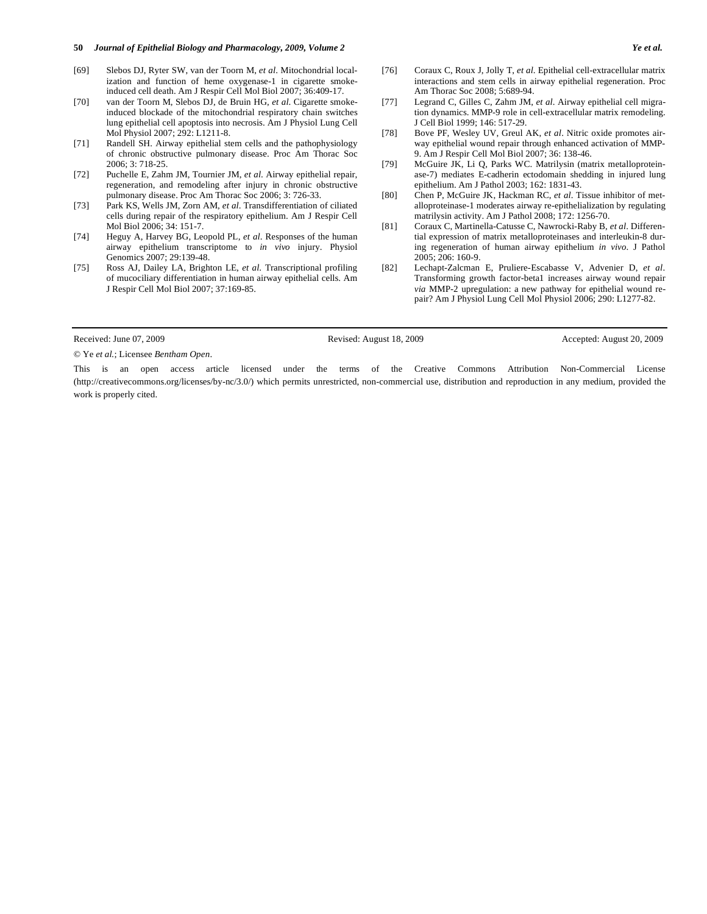[69] Slebos DJ, Ryter SW, van der Toorn M, *et al*. Mitochondrial localization and function of heme oxygenase-1 in cigarette smoke-induced cell death. Am J Respir Cell Mol Biol 2007; 36:409-17.

[70] van der Toorn M, Slebos DJ, de Bruin HG, *et al*. Cigarette smoke-induced blockade of the mitochondrial respiratory chain switches lung epithelial cell apoptosis into necrosis. Am J Physiol Lung Cell Mol Physiol 2007; 292: L1211-8.

[71] Randell SH. Airway epithelial stem cells and the pathophysiology of chronic obstructive pulmonary disease. Proc Am Thorac Soc 2006; 3: 718-25.

[72] Puchelle E, Zahm JM, Tournier JM, *et al*. Airway epithelial repair, regeneration, and remodeling after injury in chronic obstructive pulmonary disease. Proc Am Thorac Soc 2006; 3: 726-33.

[73] Park KS, Wells JM, Zorn AM, *et al*. Transdifferentiation of ciliated cells during repair of the respiratory epithelium. Am J Respir Cell Mol Biol 2006; 34: 151-7.

[74] Heguy A, Harvey BG, Leopold PL, *et al*. Responses of the human airway epithelium transcriptome to *in vivo* injury. Physiol Genomics 2007; 29:139-48.

[75] Ross AJ, Dailey LA, Brighton LE, *et al.* Transcriptional profiling of mucociliary differentiation in human airway epithelial cells. Am J Respir Cell Mol Biol 2007; 37:169-85.

[76] Coraux C, Roux J, Jolly T, *et al*. Epithelial cell-extracellular matrix interactions and stem cells in airway epithelial regeneration. Proc Am Thorac Soc 2008; 5:689-94.

[77] Legrand C, Gilles C, Zahm JM, *et al*. Airway epithelial cell migration dynamics. MMP-9 role in cell-extracellular matrix remodeling. J Cell Biol 1999; 146: 517-29.

[78] Bove PF, Wesley UV, Greul AK, *et al*. Nitric oxide promotes airway epithelial wound repair through enhanced activation of MMP-9. Am J Respir Cell Mol Biol 2007; 36: 138-46.

[79] McGuire JK, Li Q, Parks WC. Matrilysin (matrix metalloproteinase-7) mediates E-cadherin ectodomain shedding in injured lung epithelium. Am J Pathol 2003; 162: 1831-43.

[80] Chen P, McGuire JK, Hackman RC, *et al*. Tissue inhibitor of metalloproteinase-1 moderates airway re-epithelialization by regulating matrilysin activity. Am J Pathol 2008; 172: 1256-70.

[81] Coraux C, Martinella-Catusse C, Nawrocki-Raby B, *et al*. Differential expression of matrix metalloproteinases and interleukin-8 during regeneration of human airway epithelium *in vivo*. J Pathol 2005; 206: 160-9.

[82] Lechapt-Zalcman E, Pruliere-Escabasse V, Advenier D, *et al*. Transforming growth factor-beta1 increases airway wound repair *via* MMP-2 upregulation: a new pathway for epithelial wound repair? Am J Physiol Lung Cell Mol Physiol 2006; 290: L1277-82.

Received: June 07, 2009 Revised: August 18, 2009 Accepted: August 20, 2009

© Ye *et al.*; Licensee *Bentham Open*.

This is an open access article licensed under the terms of the Creative Commons Attribution Non-Commercial License (http://creativecommons.org/licenses/by-nc/3.0/) which permits unrestricted, non-commercial use, distribution and reproduction in any medium, provided the work is properly cited.